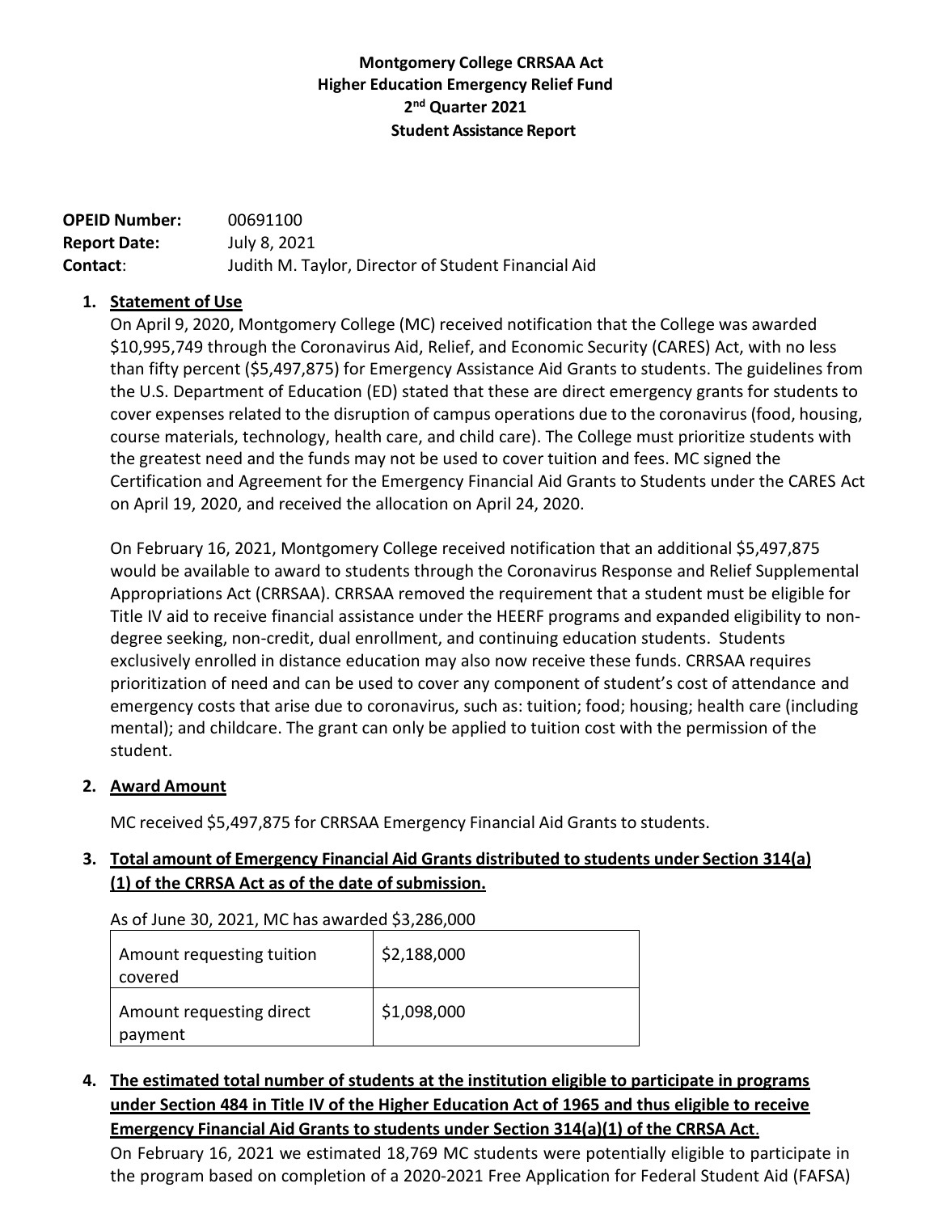# Montgomery College CRRSAA Act
## Higher Education Emergency Relief Fund
## 2nd Quarter 2021
## Student Assistance Report

**OPEID Number:** 00691100
**Report Date:** July 8, 2021
**Contact**: Judith M. Taylor, Director of Student Financial Aid

1. **Statement of Use**

   On April 9, 2020, Montgomery College (MC) received notification that the College was awarded $10,995,749 through the Coronavirus Aid, Relief, and Economic Security (CARES) Act, with no less than fifty percent ($5,497,875) for Emergency Assistance Aid Grants to students. The guidelines from the U.S. Department of Education (ED) stated that these are direct emergency grants for students to cover expenses related to the disruption of campus operations due to the coronavirus (food, housing, course materials, technology, health care, and child care). The College must prioritize students with the greatest need and the funds may not be used to cover tuition and fees. MC signed the Certification and Agreement for the Emergency Financial Aid Grants to Students under the CARES Act on April 19, 2020, and received the allocation on April 24, 2020.

   On February 16, 2021, Montgomery College received notification that an additional $5,497,875 would be available to award to students through the Coronavirus Response and Relief Supplemental Appropriations Act (CRRSAA). CRRSAA removed the requirement that a student must be eligible for Title IV aid to receive financial assistance under the HEERF programs and expanded eligibility to non-degree seeking, non-credit, dual enrollment, and continuing education students. Students exclusively enrolled in distance education may also now receive these funds. CRRSAA requires prioritization of need and can be used to cover any component of student's cost of attendance and emergency costs that arise due to coronavirus, such as: tuition; food; housing; health care (including mental); and childcare. The grant can only be applied to tuition cost with the permission of the student.

2. **Award Amount**

   MC received $5,497,875 for CRRSAA Emergency Financial Aid Grants to students.

3. **Total amount of Emergency Financial Aid Grants distributed to students under Section 314(a)(1) of the CRRSA Act as of the date of submission.**

   As of June 30, 2021, MC has awarded $3,286,000

| Amount requesting tuition covered | $2,188,000 |
|---|---|
| Amount requesting direct payment | $1,098,000 |

4. **The estimated total number of students at the institution eligible to participate in programs under Section 484 in Title IV of the Higher Education Act of 1965 and thus eligible to receive Emergency Financial Aid Grants to students under Section 314(a)(1) of the CRRSA Act.**

   On February 16, 2021 we estimated 18,769 MC students were potentially eligible to participate in the program based on completion of a 2020-2021 Free Application for Federal Student Aid (FAFSA)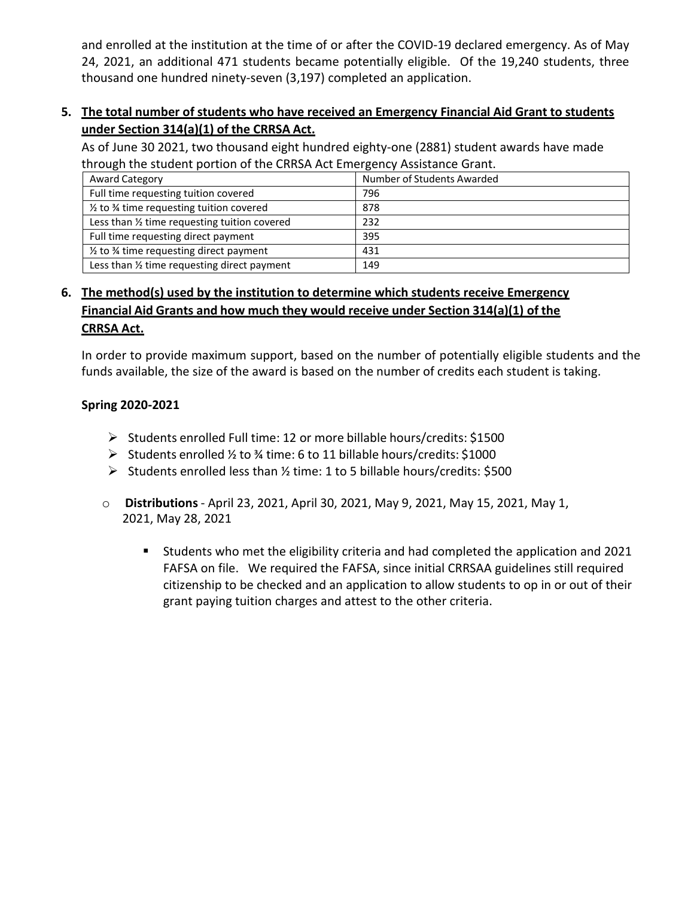and enrolled at the institution at the time of or after the COVID-19 declared emergency. As of May 24, 2021, an additional 471 students became potentially eligible. Of the 19,240 students, three thousand one hundred ninety-seven (3,197) completed an application.

5. **The total number of students who have received an Emergency Financial Aid Grant to students under Section 314(a)(1) of the CRRSA Act.**

   As of June 30 2021, two thousand eight hundred eighty-one (2881) student awards have made through the student portion of the CRRSA Act Emergency Assistance Grant.

| Award Category | Number of Students Awarded |
|---|---|
| Full time requesting tuition covered | 796 |
| ½ to ¾ time requesting tuition covered | 878 |
| Less than ½ time requesting tuition covered | 232 |
| Full time requesting direct payment | 395 |
| ½ to ¾ time requesting direct payment | 431 |
| Less than ½ time requesting direct payment | 149 |

6. **The method(s) used by the institution to determine which students receive Emergency Financial Aid Grants and how much they would receive under Section 314(a)(1) of the CRRSA Act.**

   In order to provide maximum support, based on the number of potentially eligible students and the funds available, the size of the award is based on the number of credits each student is taking.

**Spring 2020-2021**

- Students enrolled Full time: 12 or more billable hours/credits: $1500
- Students enrolled ½ to ¾ time: 6 to 11 billable hours/credits: $1000
- Students enrolled less than ½ time: 1 to 5 billable hours/credits: $500

- **Distributions** - April 23, 2021, April 30, 2021, May 9, 2021, May 15, 2021, May 1, 2021, May 28, 2021
  - Students who met the eligibility criteria and had completed the application and 2021 FAFSA on file. We required the FAFSA, since initial CRRSAA guidelines still required citizenship to be checked and an application to allow students to op in or out of their grant paying tuition charges and attest to the other criteria.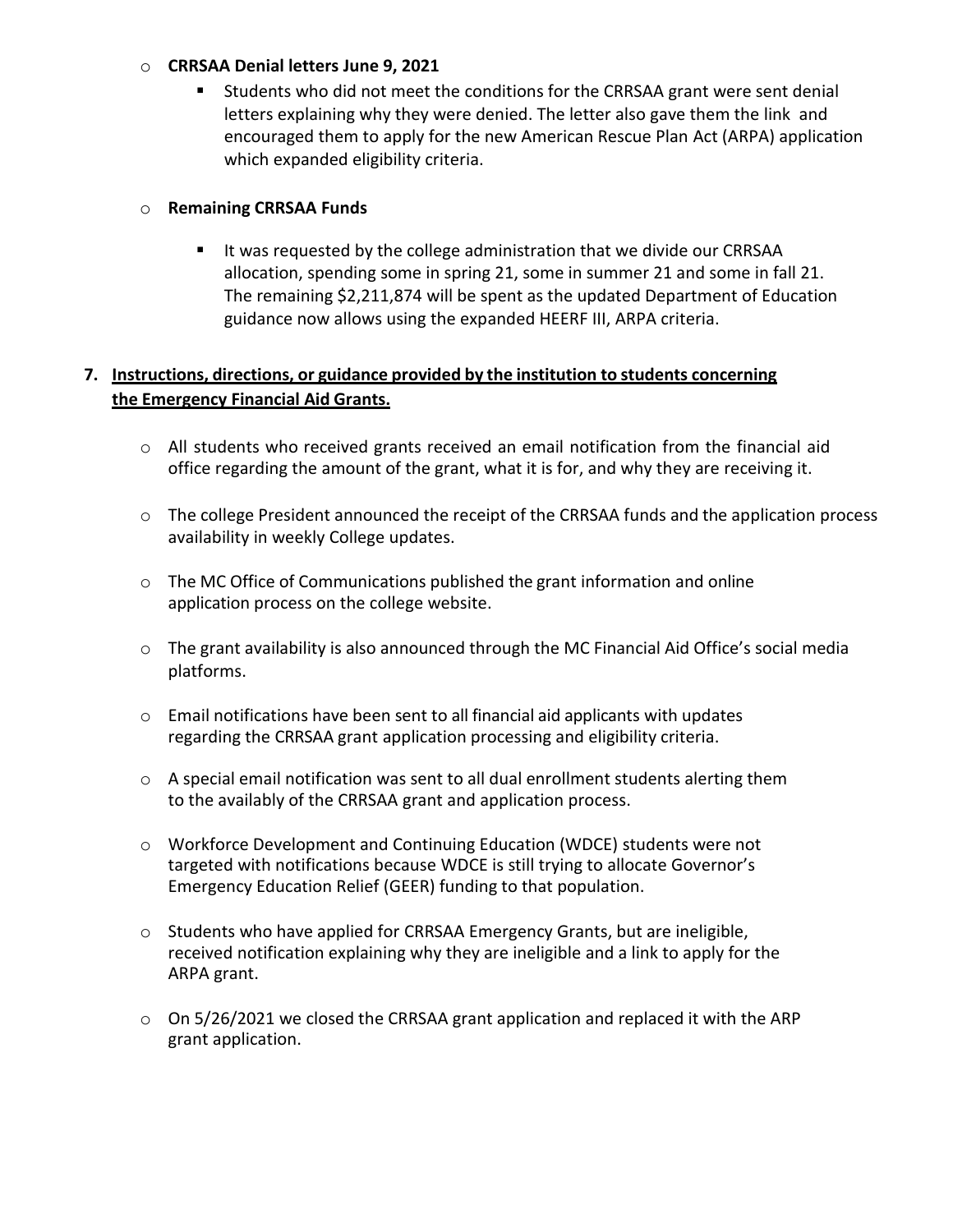- **CRRSAA Denial letters June 9, 2021**
  - Students who did not meet the conditions for the CRRSAA grant were sent denial letters explaining why they were denied. The letter also gave them the link and encouraged them to apply for the new American Rescue Plan Act (ARPA) application which expanded eligibility criteria.

- **Remaining CRRSAA Funds**
  - It was requested by the college administration that we divide our CRRSAA allocation, spending some in spring 21, some in summer 21 and some in fall 21. The remaining $2,211,874 will be spent as the updated Department of Education guidance now allows using the expanded HEERF III, ARPA criteria.

## 7. Instructions, directions, or guidance provided by the institution to students concerning the Emergency Financial Aid Grants.

- All students who received grants received an email notification from the financial aid office regarding the amount of the grant, what it is for, and why they are receiving it.
- The college President announced the receipt of the CRRSAA funds and the application process availability in weekly College updates.
- The MC Office of Communications published the grant information and online application process on the college website.
- The grant availability is also announced through the MC Financial Aid Office's social media platforms.
- Email notifications have been sent to all financial aid applicants with updates regarding the CRRSAA grant application processing and eligibility criteria.
- A special email notification was sent to all dual enrollment students alerting them to the availably of the CRRSAA grant and application process.
- Workforce Development and Continuing Education (WDCE) students were not targeted with notifications because WDCE is still trying to allocate Governor's Emergency Education Relief (GEER) funding to that population.
- Students who have applied for CRRSAA Emergency Grants, but are ineligible, received notification explaining why they are ineligible and a link to apply for the ARPA grant.
- On 5/26/2021 we closed the CRRSAA grant application and replaced it with the ARP grant application.